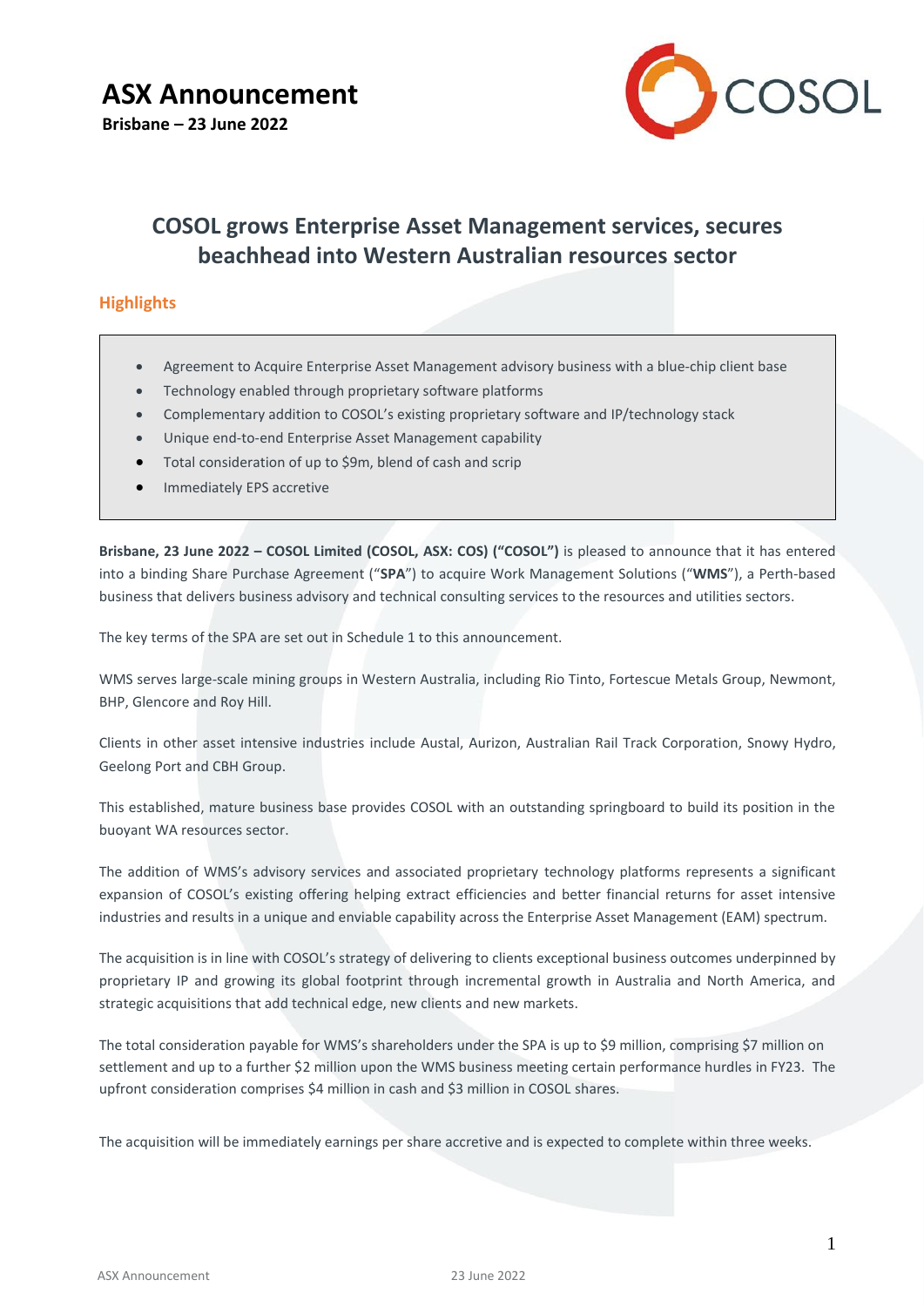# ASX Announcement

**Brisbane – 23 June 2022**

## COSOL grows Enterprise Asset Management services, secures beachhead into Western Australian resources sector

### Highlights

- Agreement to Acquire Enterprise Asset Management advisory business with a blue-chip client base
- Technology enabled through proprietary software platforms
- Complementary addition to COSOL's existing proprietary software and IP/technology stack
- Unique end-to-end Enterprise Asset Management capability
- Total consideration of up to $9m, blend of cash and scrip
- Immediately EPS accretive

**Brisbane, 23 June 2022 – COSOL Limited (COSOL, ASX: COS) ("COSOL")** is pleased to announce that it has entered into a binding Share Purchase Agreement ("**SPA**") to acquire Work Management Solutions ("**WMS**"), a Perth-based business that delivers business advisory and technical consulting services to the resources and utilities sectors.

The key terms of the SPA are set out in Schedule 1 to this announcement.

WMS serves large-scale mining groups in Western Australia, including Rio Tinto, Fortescue Metals Group, Newmont, BHP, Glencore and Roy Hill.

Clients in other asset intensive industries include Austal, Aurizon, Australian Rail Track Corporation, Snowy Hydro, Geelong Port and CBH Group.

This established, mature business base provides COSOL with an outstanding springboard to build its position in the buoyant WA resources sector.

The addition of WMS's advisory services and associated proprietary technology platforms represents a significant expansion of COSOL's existing offering helping extract efficiencies and better financial returns for asset intensive industries and results in a unique and enviable capability across the Enterprise Asset Management (EAM) spectrum.

The acquisition is in line with COSOL's strategy of delivering to clients exceptional business outcomes underpinned by proprietary IP and growing its global footprint through incremental growth in Australia and North America, and strategic acquisitions that add technical edge, new clients and new markets.

The total consideration payable for WMS's shareholders under the SPA is up to $9 million, comprising $7 million on settlement and up to a further $2 million upon the WMS business meeting certain performance hurdles in FY23. The upfront consideration comprises $4 million in cash and $3 million in COSOL shares.

The acquisition will be immediately earnings per share accretive and is expected to complete within three weeks.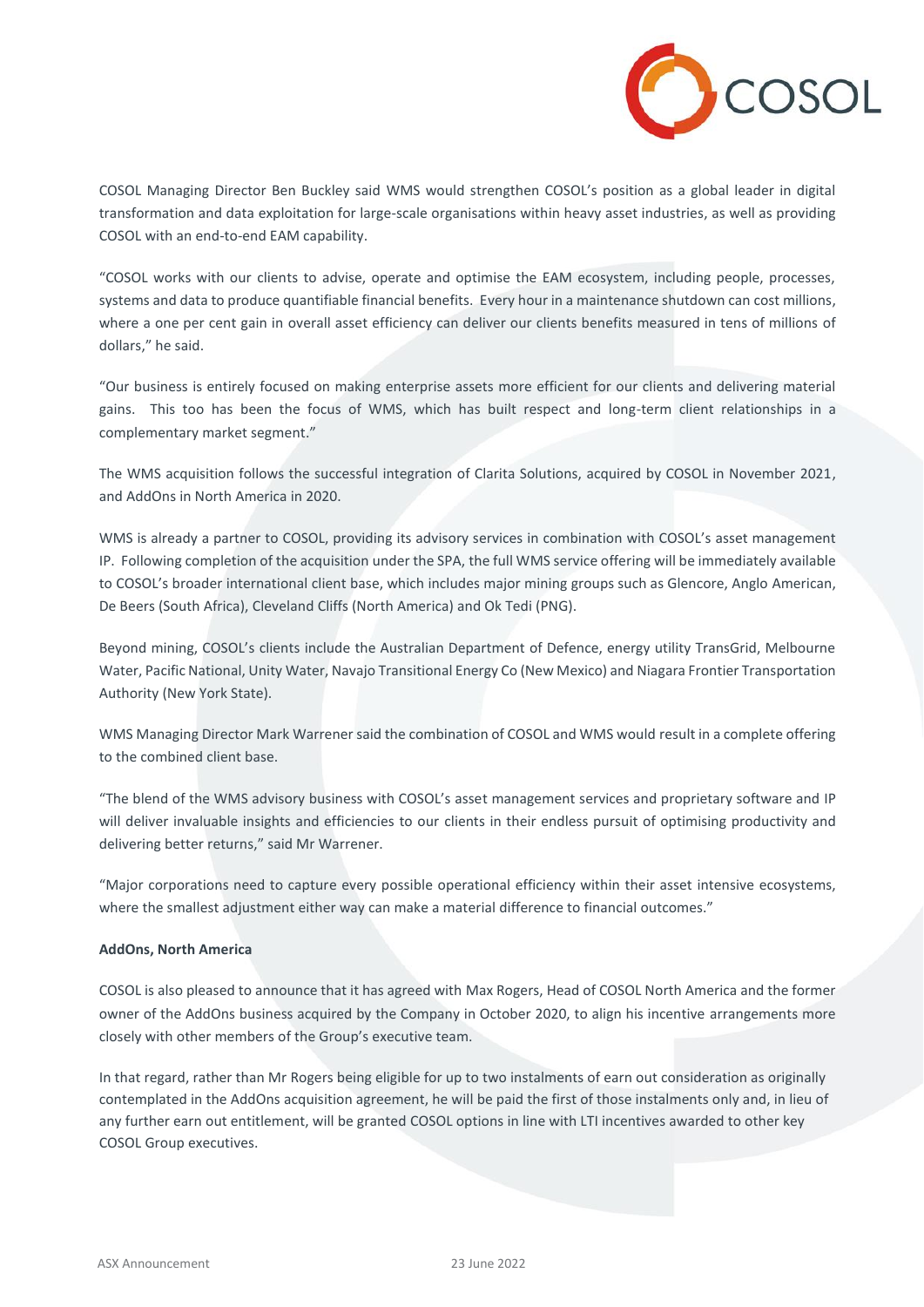COSOL Managing Director Ben Buckley said WMS would strengthen COSOL's position as a global leader in digital transformation and data exploitation for large-scale organisations within heavy asset industries, as well as providing COSOL with an end-to-end EAM capability.

"COSOL works with our clients to advise, operate and optimise the EAM ecosystem, including people, processes, systems and data to produce quantifiable financial benefits. Every hour in a maintenance shutdown can cost millions, where a one per cent gain in overall asset efficiency can deliver our clients benefits measured in tens of millions of dollars," he said.

"Our business is entirely focused on making enterprise assets more efficient for our clients and delivering material gains. This too has been the focus of WMS, which has built respect and long-term client relationships in a complementary market segment."

The WMS acquisition follows the successful integration of Clarita Solutions, acquired by COSOL in November 2021, and AddOns in North America in 2020.

WMS is already a partner to COSOL, providing its advisory services in combination with COSOL's asset management IP. Following completion of the acquisition under the SPA, the full WMS service offering will be immediately available to COSOL's broader international client base, which includes major mining groups such as Glencore, Anglo American, De Beers (South Africa), Cleveland Cliffs (North America) and Ok Tedi (PNG).

Beyond mining, COSOL's clients include the Australian Department of Defence, energy utility TransGrid, Melbourne Water, Pacific National, Unity Water, Navajo Transitional Energy Co (New Mexico) and Niagara Frontier Transportation Authority (New York State).

WMS Managing Director Mark Warrener said the combination of COSOL and WMS would result in a complete offering to the combined client base.

"The blend of the WMS advisory business with COSOL's asset management services and proprietary software and IP will deliver invaluable insights and efficiencies to our clients in their endless pursuit of optimising productivity and delivering better returns," said Mr Warrener.

"Major corporations need to capture every possible operational efficiency within their asset intensive ecosystems, where the smallest adjustment either way can make a material difference to financial outcomes."

**AddOns, North America**

COSOL is also pleased to announce that it has agreed with Max Rogers, Head of COSOL North America and the former owner of the AddOns business acquired by the Company in October 2020, to align his incentive arrangements more closely with other members of the Group's executive team.

In that regard, rather than Mr Rogers being eligible for up to two instalments of earn out consideration as originally contemplated in the AddOns acquisition agreement, he will be paid the first of those instalments only and, in lieu of any further earn out entitlement, will be granted COSOL options in line with LTI incentives awarded to other key COSOL Group executives.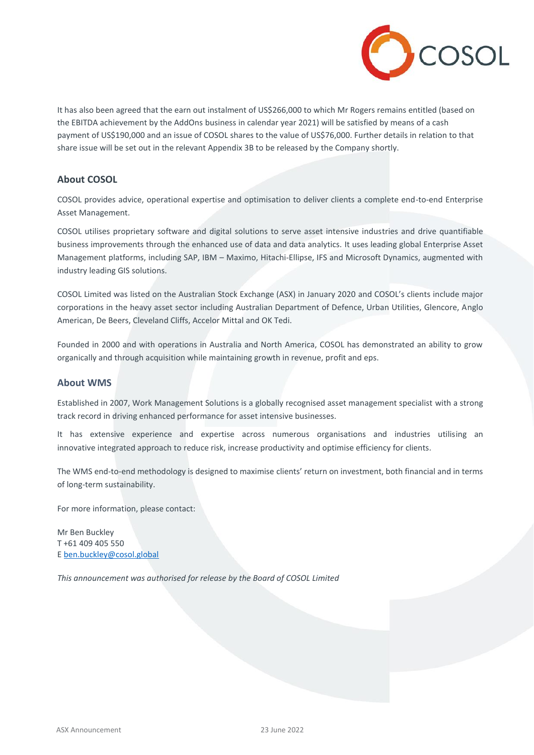It has also been agreed that the earn out instalment of US$266,000 to which Mr Rogers remains entitled (based on the EBITDA achievement by the AddOns business in calendar year 2021) will be satisfied by means of a cash payment of US$190,000 and an issue of COSOL shares to the value of US$76,000. Further details in relation to that share issue will be set out in the relevant Appendix 3B to be released by the Company shortly.

## About COSOL

COSOL provides advice, operational expertise and optimisation to deliver clients a complete end-to-end Enterprise Asset Management.

COSOL utilises proprietary software and digital solutions to serve asset intensive industries and drive quantifiable business improvements through the enhanced use of data and data analytics. It uses leading global Enterprise Asset Management platforms, including SAP, IBM – Maximo, Hitachi-Ellipse, IFS and Microsoft Dynamics, augmented with industry leading GIS solutions.

COSOL Limited was listed on the Australian Stock Exchange (ASX) in January 2020 and COSOL's clients include major corporations in the heavy asset sector including Australian Department of Defence, Urban Utilities, Glencore, Anglo American, De Beers, Cleveland Cliffs, Accelor Mittal and OK Tedi.

Founded in 2000 and with operations in Australia and North America, COSOL has demonstrated an ability to grow organically and through acquisition while maintaining growth in revenue, profit and eps.

## About WMS

Established in 2007, Work Management Solutions is a globally recognised asset management specialist with a strong track record in driving enhanced performance for asset intensive businesses.

It has extensive experience and expertise across numerous organisations and industries utilising an innovative integrated approach to reduce risk, increase productivity and optimise efficiency for clients.

The WMS end-to-end methodology is designed to maximise clients' return on investment, both financial and in terms of long-term sustainability.

For more information, please contact:

Mr Ben Buckley
T +61 409 405 550
E ben.buckley@cosol.global

*This announcement was authorised for release by the Board of COSOL Limited*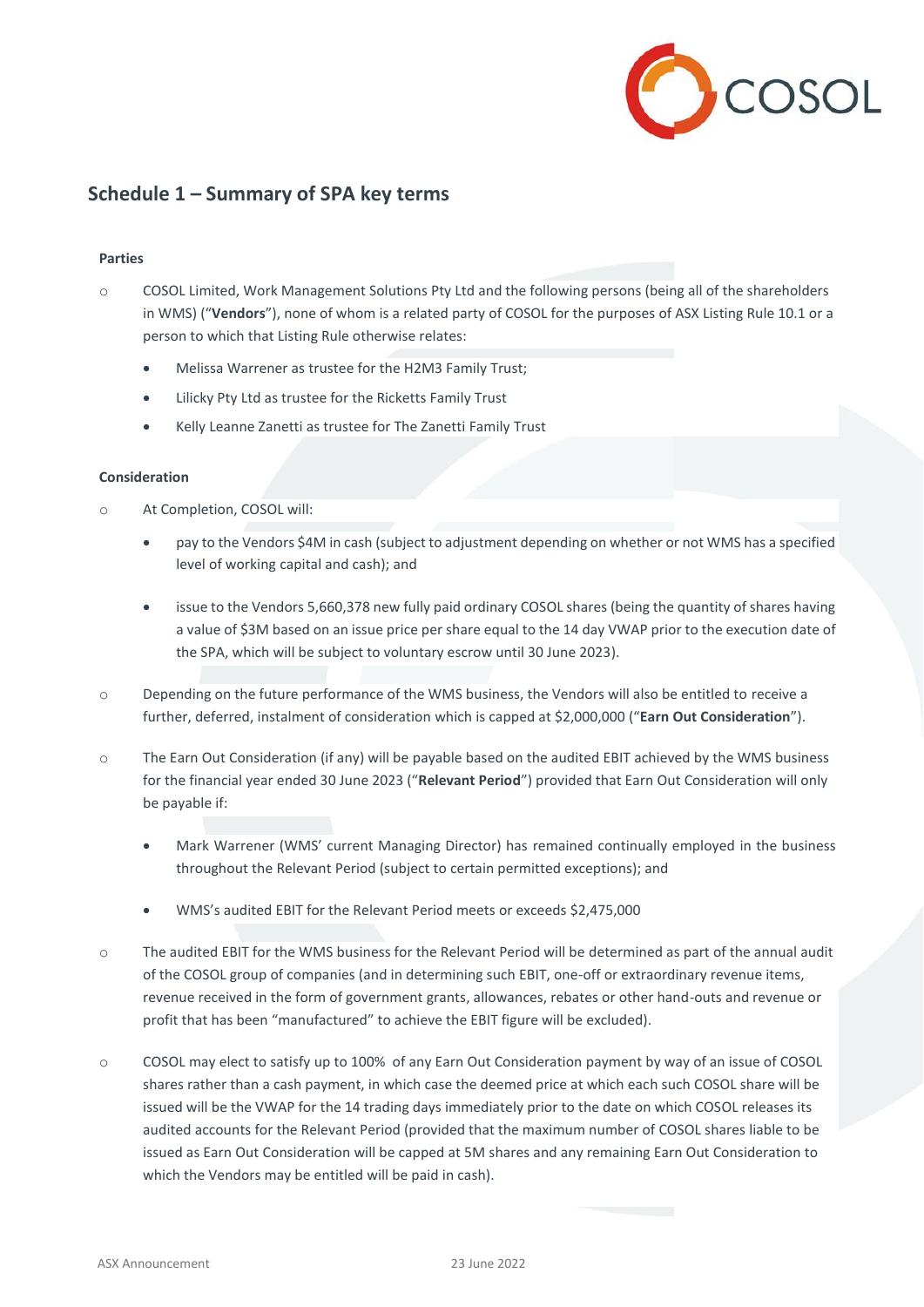## Schedule 1 – Summary of SPA key terms

**Parties**

- COSOL Limited, Work Management Solutions Pty Ltd and the following persons (being all of the shareholders in WMS) ("**Vendors**"), none of whom is a related party of COSOL for the purposes of ASX Listing Rule 10.1 or a person to which that Listing Rule otherwise relates:
  - Melissa Warrener as trustee for the H2M3 Family Trust;
  - Lilicky Pty Ltd as trustee for the Ricketts Family Trust
  - Kelly Leanne Zanetti as trustee for The Zanetti Family Trust

**Consideration**

- At Completion, COSOL will:
  - pay to the Vendors $4M in cash (subject to adjustment depending on whether or not WMS has a specified level of working capital and cash); and
  - issue to the Vendors 5,660,378 new fully paid ordinary COSOL shares (being the quantity of shares having a value of $3M based on an issue price per share equal to the 14 day VWAP prior to the execution date of the SPA, which will be subject to voluntary escrow until 30 June 2023).
- Depending on the future performance of the WMS business, the Vendors will also be entitled to receive a further, deferred, instalment of consideration which is capped at $2,000,000 ("**Earn Out Consideration**").
- The Earn Out Consideration (if any) will be payable based on the audited EBIT achieved by the WMS business for the financial year ended 30 June 2023 ("**Relevant Period**") provided that Earn Out Consideration will only be payable if:
  - Mark Warrener (WMS' current Managing Director) has remained continually employed in the business throughout the Relevant Period (subject to certain permitted exceptions); and
  - WMS's audited EBIT for the Relevant Period meets or exceeds $2,475,000
- The audited EBIT for the WMS business for the Relevant Period will be determined as part of the annual audit of the COSOL group of companies (and in determining such EBIT, one-off or extraordinary revenue items, revenue received in the form of government grants, allowances, rebates or other hand-outs and revenue or profit that has been "manufactured" to achieve the EBIT figure will be excluded).
- COSOL may elect to satisfy up to 100% of any Earn Out Consideration payment by way of an issue of COSOL shares rather than a cash payment, in which case the deemed price at which each such COSOL share will be issued will be the VWAP for the 14 trading days immediately prior to the date on which COSOL releases its audited accounts for the Relevant Period (provided that the maximum number of COSOL shares liable to be issued as Earn Out Consideration will be capped at 5M shares and any remaining Earn Out Consideration to which the Vendors may be entitled will be paid in cash).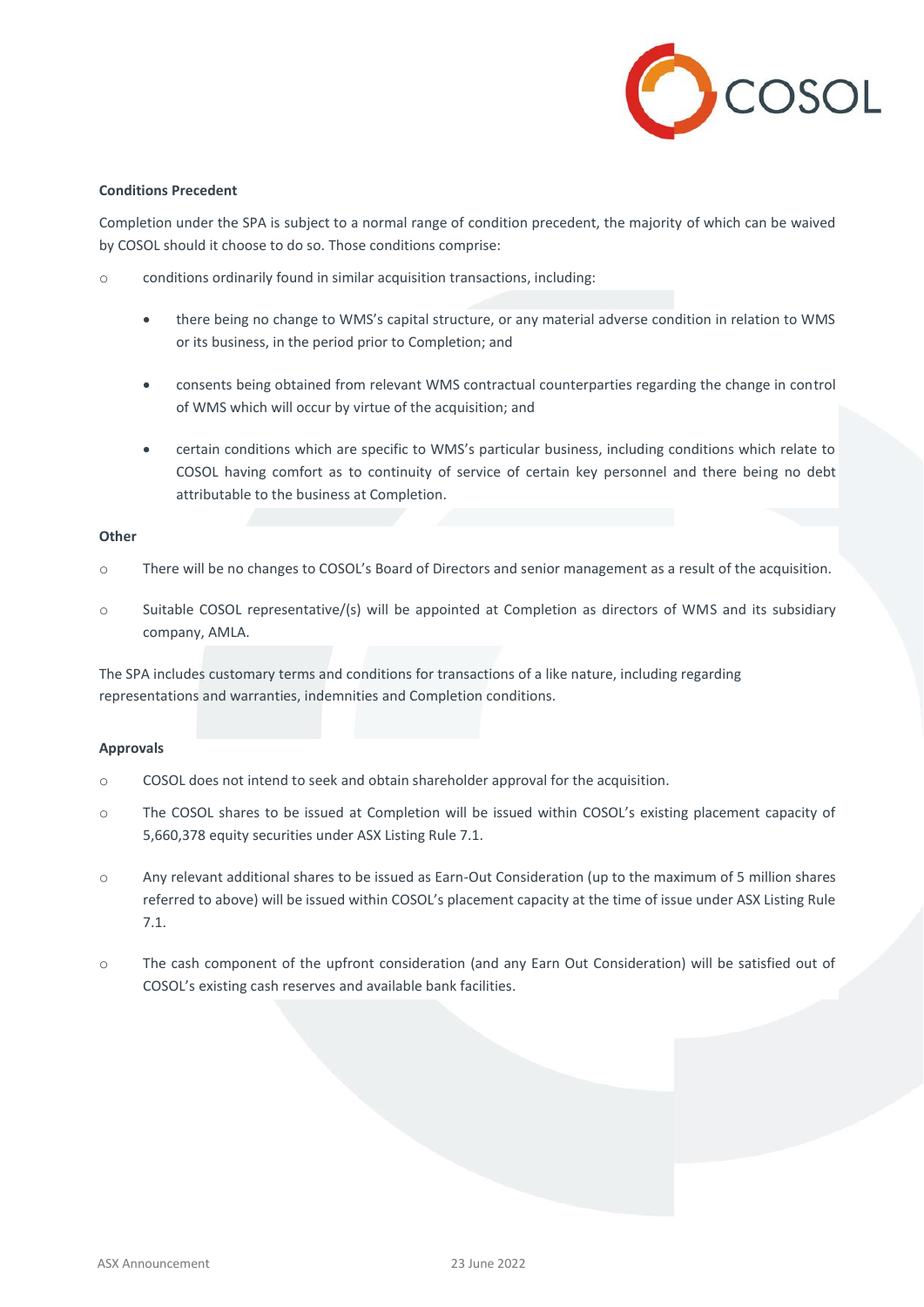**Conditions Precedent**

Completion under the SPA is subject to a normal range of condition precedent, the majority of which can be waived by COSOL should it choose to do so. Those conditions comprise:

- conditions ordinarily found in similar acquisition transactions, including:
  - there being no change to WMS's capital structure, or any material adverse condition in relation to WMS or its business, in the period prior to Completion; and
  - consents being obtained from relevant WMS contractual counterparties regarding the change in control of WMS which will occur by virtue of the acquisition; and
  - certain conditions which are specific to WMS's particular business, including conditions which relate to COSOL having comfort as to continuity of service of certain key personnel and there being no debt attributable to the business at Completion.

**Other**

- There will be no changes to COSOL's Board of Directors and senior management as a result of the acquisition.
- Suitable COSOL representative/(s) will be appointed at Completion as directors of WMS and its subsidiary company, AMLA.

The SPA includes customary terms and conditions for transactions of a like nature, including regarding representations and warranties, indemnities and Completion conditions.

**Approvals**

- COSOL does not intend to seek and obtain shareholder approval for the acquisition.
- The COSOL shares to be issued at Completion will be issued within COSOL's existing placement capacity of 5,660,378 equity securities under ASX Listing Rule 7.1.
- Any relevant additional shares to be issued as Earn-Out Consideration (up to the maximum of 5 million shares referred to above) will be issued within COSOL's placement capacity at the time of issue under ASX Listing Rule 7.1.
- The cash component of the upfront consideration (and any Earn Out Consideration) will be satisfied out of COSOL's existing cash reserves and available bank facilities.